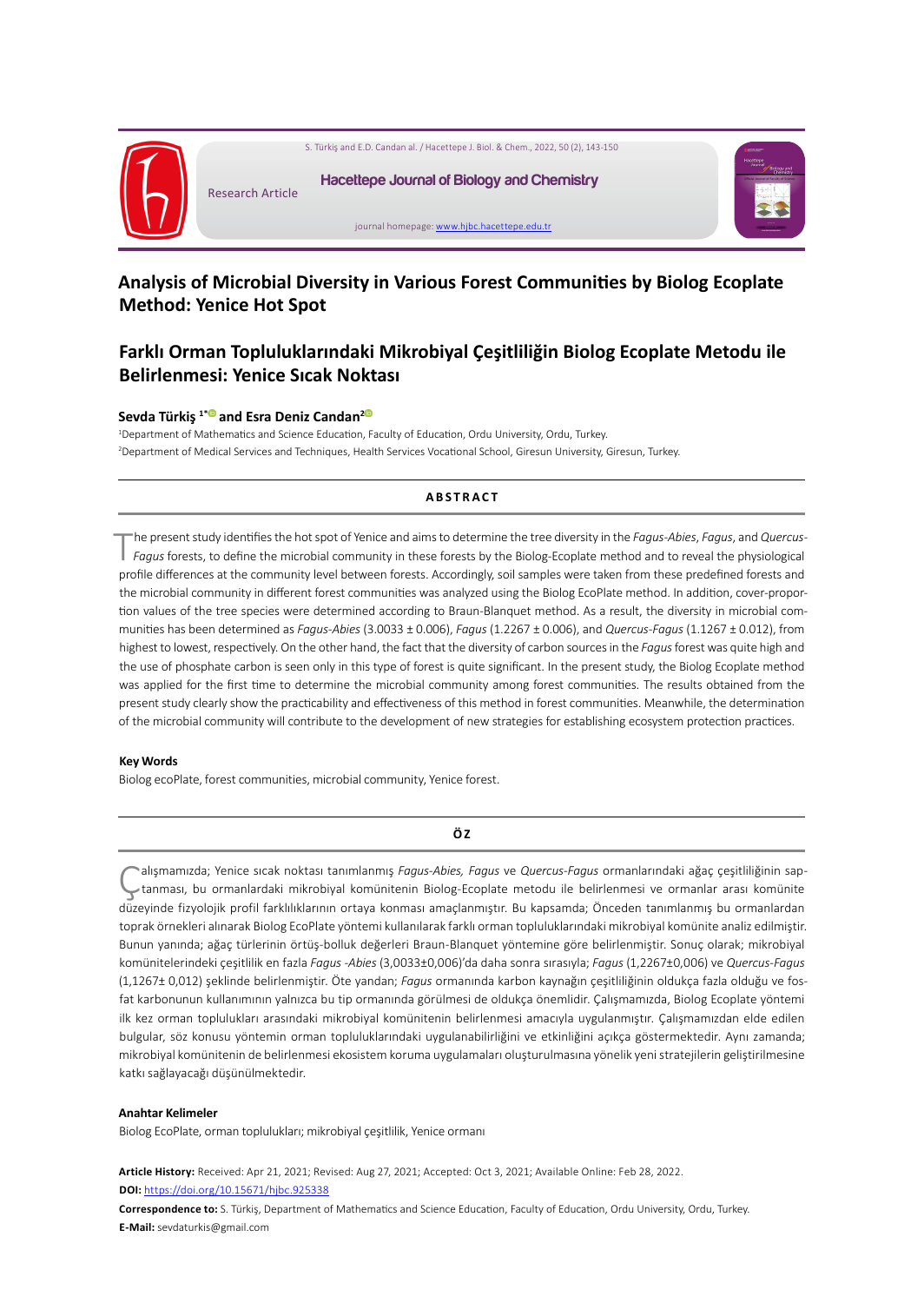Research Article

Hacettepe Journal of Biology and Chemistry

journal homepage: www.hjbc.hacettepe.edu.tr

# Analysis of Microbial Diversity in Various Forest Communities by Biolog Ecoplate Method: Yenice Hot Spot

# Farklı Orman Topluluklarındaki Mikrobiyal Çeşitliliğin Biolog Ecoplate Metodu ile Belirlenmesi: Yenice Sıcak Noktası

**Sevda Türkiş [1*] and Esra Deniz Candan[2]**

[1]Department of Mathematics and Science Education, Faculty of Education, Ordu University, Ordu, Turkey.
[2]Department of Medical Services and Techniques, Health Services Vocational School, Giresun University, Giresun, Turkey.

## ABSTRACT

The present study identifies the hot spot of Yenice and aims to determine the tree diversity in the *Fagus-Abies*, *Fagus*, and *Quercus-Fagus* forests, to define the microbial community in these forests by the Biolog-Ecoplate method and to reveal the physiological profile differences at the community level between forests. Accordingly, soil samples were taken from these predefined forests and the microbial community in different forest communities was analyzed using the Biolog EcoPlate method. In addition, cover-proportion values of the tree species were determined according to Braun-Blanquet method. As a result, the diversity in microbial communities has been determined as *Fagus-Abies* (3.0033 ± 0.006), *Fagus* (1.2267 ± 0.006), and *Quercus-Fagus* (1.1267 ± 0.012), from highest to lowest, respectively. On the other hand, the fact that the diversity of carbon sources in the *Fagus* forest was quite high and the use of phosphate carbon is seen only in this type of forest is quite significant. In the present study, the Biolog Ecoplate method was applied for the first time to determine the microbial community among forest communities. The results obtained from the present study clearly show the practicability and effectiveness of this method in forest communities. Meanwhile, the determination of the microbial community will contribute to the development of new strategies for establishing ecosystem protection practices.

**Key Words**

Biolog ecoPlate, forest communities, microbial community, Yenice forest.

## ÖZ

Çalışmamızda; Yenice sıcak noktası tanımlanmış *Fagus-Abies, Fagus* ve *Quercus-Fagus* ormanlarındaki ağaç çeşitliliğinin saptanması, bu ormanlardaki mikrobiyal komünitenin Biolog-Ecoplate metodu ile belirlenmesi ve ormanlar arası komünite düzeyinde fizyolojik profil farklılıklarının ortaya konması amaçlanmıştır. Bu kapsamda; Önceden tanımlanmış bu ormanlardan toprak örnekleri alınarak Biolog EcoPlate yöntemi kullanılarak farklı orman topluluklarındaki mikrobiyal komünite analiz edilmiştir. Bunun yanında; ağaç türlerinin örtüş-bolluk değerleri Braun-Blanquet yöntemine göre belirlenmiştir. Sonuç olarak; mikrobiyal komünitelerindeki çeşitlilik en fazla *Fagus -Abies* (3,0033±0,006)'da daha sonra sırasıyla; *Fagus* (1,2267±0,006) ve *Quercus-Fagus* (1,1267± 0,012) şeklinde belirlenmiştir. Öte yandan; *Fagus* ormanında karbon kaynağın çeşitliliğinin oldukça fazla olduğu ve fosfat karbonunun kullanımının yalnızca bu tip ormanında görülmesi de oldukça önemlidir. Çalışmamızda, Biolog Ecoplate yöntemi ilk kez orman toplulukları arasındaki mikrobiyal komünitenin belirlenmesi amacıyla uygulanmıştır. Çalışmamızdan elde edilen bulgular, söz konusu yöntemin orman topluluklarındaki uygulanabilirliğini ve etkinliğini açıkça göstermektedir. Aynı zamanda; mikrobiyal komünitenin de belirlenmesi ekosistem koruma uygulamaları oluşturulmasına yönelik yeni stratejilerin geliştirilmesine katkı sağlayacağı düşünülmektedir.

**Anahtar Kelimeler**

Biolog EcoPlate, orman toplulukları; mikrobiyal çeşitlilik, Yenice ormanı

**Article History:** Received: Apr 21, 2021; Revised: Aug 27, 2021; Accepted: Oct 3, 2021; Available Online: Feb 28, 2022.
**DOI:** https://doi.org/10.15671/hjbc.925338
**Correspondence to:** S. Türkiş, Department of Mathematics and Science Education, Faculty of Education, Ordu University, Ordu, Turkey.
**E-Mail:** sevdaturkis@gmail.com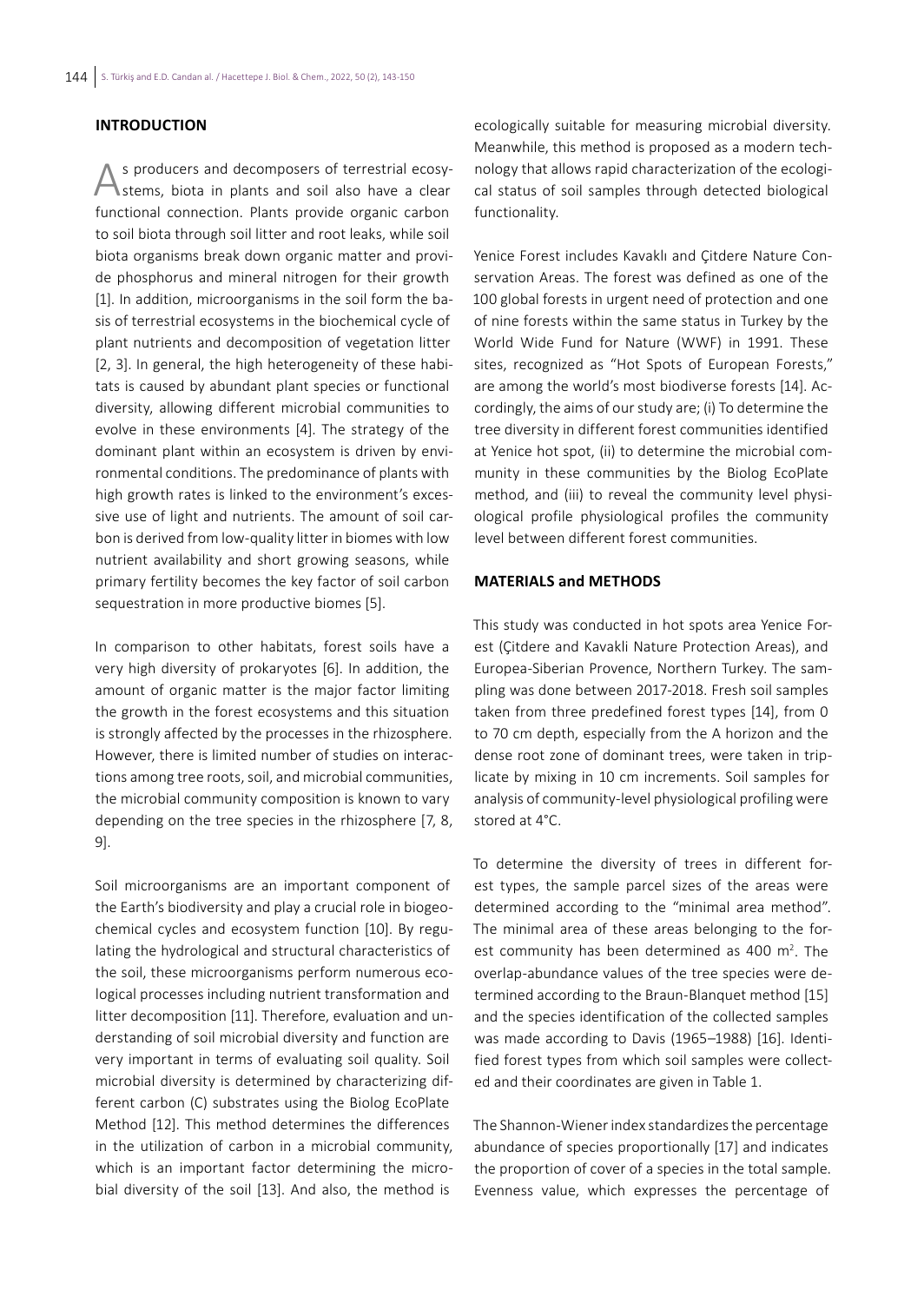## INTRODUCTION

As producers and decomposers of terrestrial ecosystems, biota in plants and soil also have a clear functional connection. Plants provide organic carbon to soil biota through soil litter and root leaks, while soil biota organisms break down organic matter and provide phosphorus and mineral nitrogen for their growth [1]. In addition, microorganisms in the soil form the basis of terrestrial ecosystems in the biochemical cycle of plant nutrients and decomposition of vegetation litter [2, 3]. In general, the high heterogeneity of these habitats is caused by abundant plant species or functional diversity, allowing different microbial communities to evolve in these environments [4]. The strategy of the dominant plant within an ecosystem is driven by environmental conditions. The predominance of plants with high growth rates is linked to the environment's excessive use of light and nutrients. The amount of soil carbon is derived from low-quality litter in biomes with low nutrient availability and short growing seasons, while primary fertility becomes the key factor of soil carbon sequestration in more productive biomes [5].

In comparison to other habitats, forest soils have a very high diversity of prokaryotes [6]. In addition, the amount of organic matter is the major factor limiting the growth in the forest ecosystems and this situation is strongly affected by the processes in the rhizosphere. However, there is limited number of studies on interactions among tree roots, soil, and microbial communities, the microbial community composition is known to vary depending on the tree species in the rhizosphere [7, 8, 9].

Soil microorganisms are an important component of the Earth's biodiversity and play a crucial role in biogeochemical cycles and ecosystem function [10]. By regulating the hydrological and structural characteristics of the soil, these microorganisms perform numerous ecological processes including nutrient transformation and litter decomposition [11]. Therefore, evaluation and understanding of soil microbial diversity and function are very important in terms of evaluating soil quality. Soil microbial diversity is determined by characterizing different carbon (C) substrates using the Biolog EcoPlate Method [12]. This method determines the differences in the utilization of carbon in a microbial community, which is an important factor determining the microbial diversity of the soil [13]. And also, the method is ecologically suitable for measuring microbial diversity. Meanwhile, this method is proposed as a modern technology that allows rapid characterization of the ecological status of soil samples through detected biological functionality.

Yenice Forest includes Kavaklı and Çitdere Nature Conservation Areas. The forest was defined as one of the 100 global forests in urgent need of protection and one of nine forests within the same status in Turkey by the World Wide Fund for Nature (WWF) in 1991. These sites, recognized as "Hot Spots of European Forests," are among the world's most biodiverse forests [14]. Accordingly, the aims of our study are; (i) To determine the tree diversity in different forest communities identified at Yenice hot spot, (ii) to determine the microbial community in these communities by the Biolog EcoPlate method, and (iii) to reveal the community level physiological profile physiological profiles the community level between different forest communities.

## MATERIALS and METHODS

This study was conducted in hot spots area Yenice Forest (Çitdere and Kavakli Nature Protection Areas), and Europea-Siberian Provence, Northern Turkey. The sampling was done between 2017-2018. Fresh soil samples taken from three predefined forest types [14], from 0 to 70 cm depth, especially from the A horizon and the dense root zone of dominant trees, were taken in triplicate by mixing in 10 cm increments. Soil samples for analysis of community-level physiological profiling were stored at 4°C.

To determine the diversity of trees in different forest types, the sample parcel sizes of the areas were determined according to the "minimal area method". The minimal area of these areas belonging to the forest community has been determined as 400 m$^2$. The overlap-abundance values of the tree species were determined according to the Braun-Blanquet method [15] and the species identification of the collected samples was made according to Davis (1965–1988) [16]. Identified forest types from which soil samples were collected and their coordinates are given in Table 1.

The Shannon-Wiener index standardizes the percentage abundance of species proportionally [17] and indicates the proportion of cover of a species in the total sample. Evenness value, which expresses the percentage of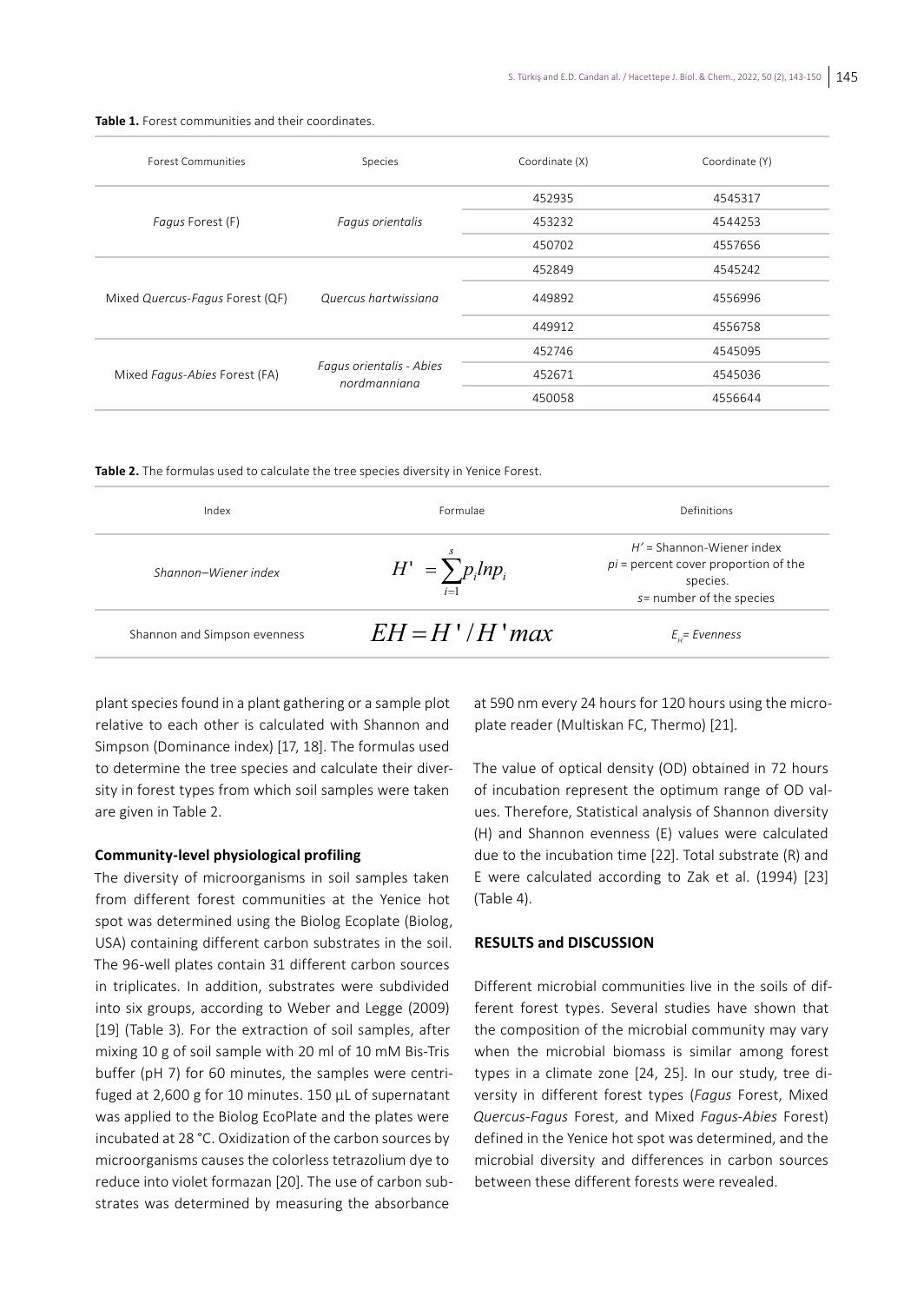**Table 1.** Forest communities and their coordinates.

| Forest Communities | Species | Coordinate (X) | Coordinate (Y) |
|---|---|---|---|
| *Fagus* Forest (F) | *Fagus orientalis* | 452935 | 4545317 |
| | | 453232 | 4544253 |
| | | 450702 | 4557656 |
| Mixed *Quercus-Fagus* Forest (QF) | *Quercus hartwissiana* | 452849 | 4545242 |
| | | 449892 | 4556996 |
| | | 449912 | 4556758 |
| Mixed *Fagus-Abies* Forest (FA) | *Fagus orientalis - Abies nordmanniana* | 452746 | 4545095 |
| | | 452671 | 4545036 |
| | | 450058 | 4556644 |

**Table 2.** The formulas used to calculate the tree species diversity in Yenice Forest.

| Index | Formulae | Definitions |
|---|---|---|
| *Shannon–Wiener index* | $H' = \sum_{i=1}^{s} p_i ln p_i$ | $H'$ = Shannon-Wiener index; *pi* = percent cover proportion of the species. *s*= number of the species |
| Shannon and Simpson evenness | $EH = H'/H'max$ | $E_H$= *Evenness* |

plant species found in a plant gathering or a sample plot relative to each other is calculated with Shannon and Simpson (Dominance index) [17, 18]. The formulas used to determine the tree species and calculate their diversity in forest types from which soil samples were taken are given in Table 2.

### Community-level physiological profiling

The diversity of microorganisms in soil samples taken from different forest communities at the Yenice hot spot was determined using the Biolog Ecoplate (Biolog, USA) containing different carbon substrates in the soil. The 96-well plates contain 31 different carbon sources in triplicates. In addition, substrates were subdivided into six groups, according to Weber and Legge (2009) [19] (Table 3). For the extraction of soil samples, after mixing 10 g of soil sample with 20 ml of 10 mM Bis-Tris buffer (pH 7) for 60 minutes, the samples were centrifuged at 2,600 g for 10 minutes. 150 µL of supernatant was applied to the Biolog EcoPlate and the plates were incubated at 28 °C. Oxidization of the carbon sources by microorganisms causes the colorless tetrazolium dye to reduce into violet formazan [20]. The use of carbon substrates was determined by measuring the absorbance at 590 nm every 24 hours for 120 hours using the microplate reader (Multiskan FC, Thermo) [21].

The value of optical density (OD) obtained in 72 hours of incubation represent the optimum range of OD values. Therefore, Statistical analysis of Shannon diversity (H) and Shannon evenness (E) values were calculated due to the incubation time [22]. Total substrate (R) and E were calculated according to Zak et al. (1994) [23] (Table 4).

## RESULTS and DISCUSSION

Different microbial communities live in the soils of different forest types. Several studies have shown that the composition of the microbial community may vary when the microbial biomass is similar among forest types in a climate zone [24, 25]. In our study, tree diversity in different forest types (*Fagus* Forest, Mixed *Quercus-Fagus* Forest, and Mixed *Fagus-Abies* Forest) defined in the Yenice hot spot was determined, and the microbial diversity and differences in carbon sources between these different forests were revealed.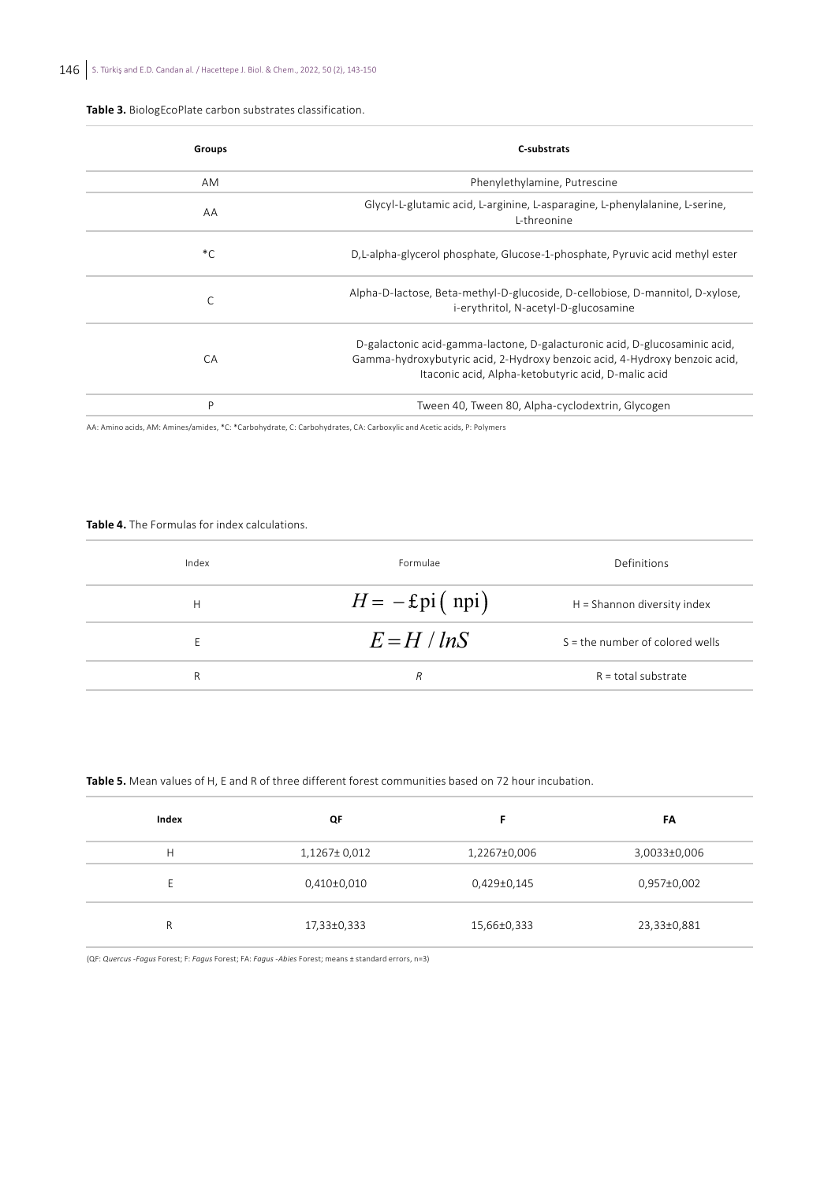**Table 3.** BiologEcoPlate carbon substrates classification.

| Groups | C-substrats |
|---|---|
| AM | Phenylethylamine, Putrescine |
| AA | Glycyl-L-glutamic acid, L-arginine, L-asparagine, L-phenylalanine, L-serine, L-threonine |
| *C | D,L-alpha-glycerol phosphate, Glucose-1-phosphate, Pyruvic acid methyl ester |
| C | Alpha-D-lactose, Beta-methyl-D-glucoside, D-cellobiose, D-mannitol, D-xylose, i-erythritol, N-acetyl-D-glucosamine |
| CA | D-galactonic acid-gamma-lactone, D-galacturonic acid, D-glucosaminic acid, Gamma-hydroxybutyric acid, 2-Hydroxy benzoic acid, 4-Hydroxy benzoic acid, Itaconic acid, Alpha-ketobutyric acid, D-malic acid |
| P | Tween 40, Tween 80, Alpha-cyclodextrin, Glycogen |

AA: Amino acids, AM: Amines/amides, *C: *Carbohydrate, C: Carbohydrates, CA: Carboxylic and Acetic acids, P: Polymers

**Table 4.** The Formulas for index calculations.

| Index | Formulae | Definitions |
|---|---|---|
| H | $H = -£\text{pi}\left(\text{npi}\right)$ | H = Shannon diversity index |
| E | $E = H / lnS$ | S = the number of colored wells |
| R | $R$ | R = total substrate |

**Table 5.** Mean values of H, E and R of three different forest communities based on 72 hour incubation.

| Index | QF | F | FA |
|---|---|---|---|
| H | 1,1267± 0,012 | 1,2267±0,006 | 3,0033±0,006 |
| E | 0,410±0,010 | 0,429±0,145 | 0,957±0,002 |
| R | 17,33±0,333 | 15,66±0,333 | 23,33±0,881 |

(QF: *Quercus -Fagus* Forest; F: *Fagus* Forest; FA: *Fagus -Abies* Forest; means ± standard errors, n=3)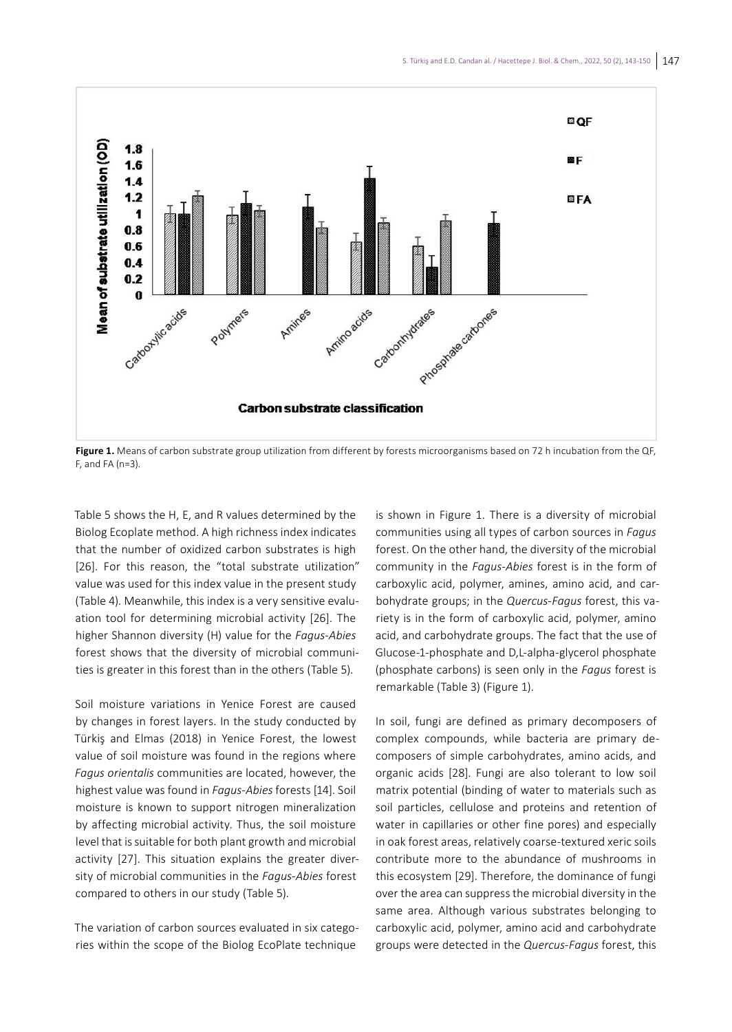**Figure 1.** Means of carbon substrate group utilization from different by forests microorganisms based on 72 h incubation from the QF, F, and FA (n=3).

Table 5 shows the H, E, and R values determined by the Biolog Ecoplate method. A high richness index indicates that the number of oxidized carbon substrates is high [26]. For this reason, the "total substrate utilization" value was used for this index value in the present study (Table 4). Meanwhile, this index is a very sensitive evaluation tool for determining microbial activity [26]. The higher Shannon diversity (H) value for the *Fagus-Abies* forest shows that the diversity of microbial communities is greater in this forest than in the others (Table 5).

Soil moisture variations in Yenice Forest are caused by changes in forest layers. In the study conducted by Türkiş and Elmas (2018) in Yenice Forest, the lowest value of soil moisture was found in the regions where *Fagus orientalis* communities are located, however, the highest value was found in *Fagus-Abies* forests [14]. Soil moisture is known to support nitrogen mineralization by affecting microbial activity. Thus, the soil moisture level that is suitable for both plant growth and microbial activity [27]. This situation explains the greater diversity of microbial communities in the *Fagus-Abies* forest compared to others in our study (Table 5).

The variation of carbon sources evaluated in six categories within the scope of the Biolog EcoPlate technique is shown in Figure 1. There is a diversity of microbial communities using all types of carbon sources in *Fagus* forest. On the other hand, the diversity of the microbial community in the *Fagus-Abies* forest is in the form of carboxylic acid, polymer, amines, amino acid, and carbohydrate groups; in the *Quercus-Fagus* forest, this variety is in the form of carboxylic acid, polymer, amino acid, and carbohydrate groups. The fact that the use of Glucose-1-phosphate and D,L-alpha-glycerol phosphate (phosphate carbons) is seen only in the *Fagus* forest is remarkable (Table 3) (Figure 1).

In soil, fungi are defined as primary decomposers of complex compounds, while bacteria are primary decomposers of simple carbohydrates, amino acids, and organic acids [28]. Fungi are also tolerant to low soil matrix potential (binding of water to materials such as soil particles, cellulose and proteins and retention of water in capillaries or other fine pores) and especially in oak forest areas, relatively coarse-textured xeric soils contribute more to the abundance of mushrooms in this ecosystem [29]. Therefore, the dominance of fungi over the area can suppress the microbial diversity in the same area. Although various substrates belonging to carboxylic acid, polymer, amino acid and carbohydrate groups were detected in the *Quercus-Fagus* forest, this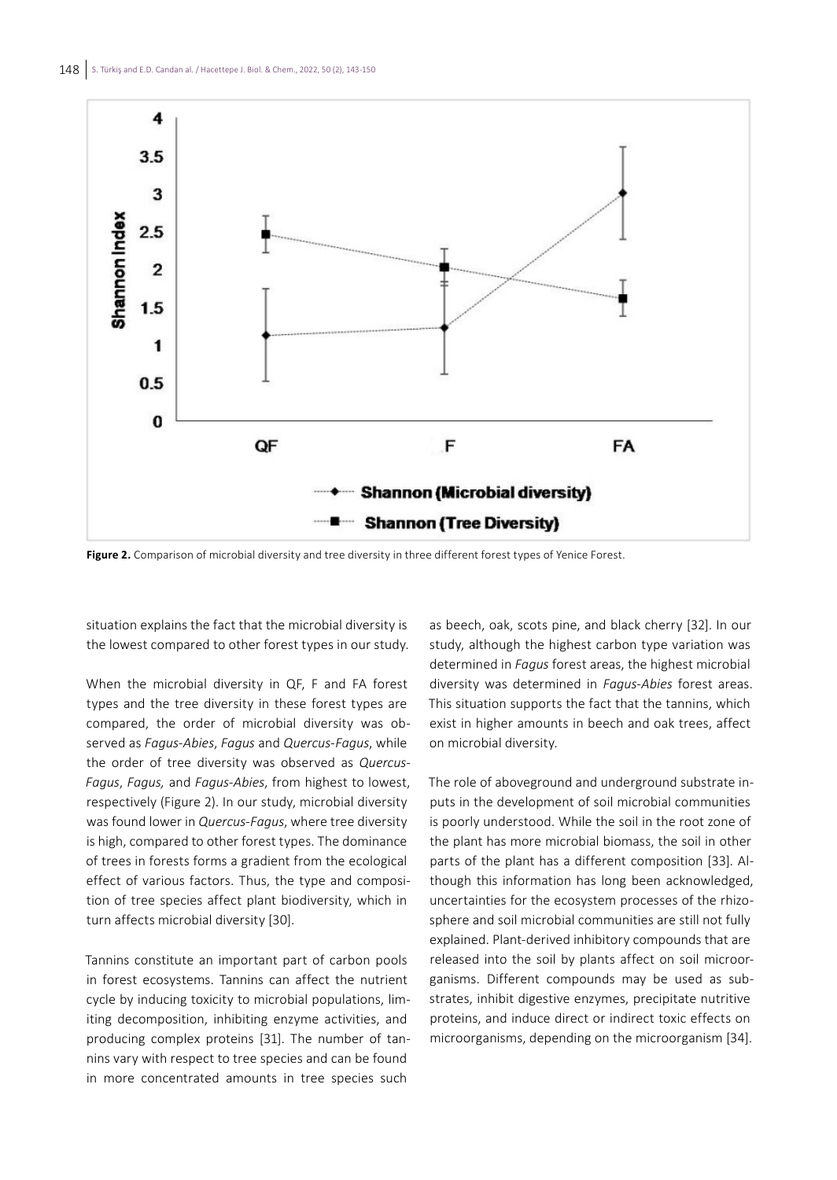**Figure 2.** Comparison of microbial diversity and tree diversity in three different forest types of Yenice Forest.

situation explains the fact that the microbial diversity is the lowest compared to other forest types in our study.

When the microbial diversity in QF, F and FA forest types and the tree diversity in these forest types are compared, the order of microbial diversity was observed as *Fagus-Abies*, *Fagus* and *Quercus-Fagus*, while the order of tree diversity was observed as *Quercus-Fagus*, *Fagus,* and *Fagus-Abies*, from highest to lowest, respectively (Figure 2). In our study, microbial diversity was found lower in *Quercus-Fagus*, where tree diversity is high, compared to other forest types. The dominance of trees in forests forms a gradient from the ecological effect of various factors. Thus, the type and composition of tree species affect plant biodiversity, which in turn affects microbial diversity [30].

Tannins constitute an important part of carbon pools in forest ecosystems. Tannins can affect the nutrient cycle by inducing toxicity to microbial populations, limiting decomposition, inhibiting enzyme activities, and producing complex proteins [31]. The number of tannins vary with respect to tree species and can be found in more concentrated amounts in tree species such as beech, oak, scots pine, and black cherry [32]. In our study, although the highest carbon type variation was determined in *Fagus* forest areas, the highest microbial diversity was determined in *Fagus-Abies* forest areas. This situation supports the fact that the tannins, which exist in higher amounts in beech and oak trees, affect on microbial diversity.

The role of aboveground and underground substrate inputs in the development of soil microbial communities is poorly understood. While the soil in the root zone of the plant has more microbial biomass, the soil in other parts of the plant has a different composition [33]. Although this information has long been acknowledged, uncertainties for the ecosystem processes of the rhizosphere and soil microbial communities are still not fully explained. Plant-derived inhibitory compounds that are released into the soil by plants affect on soil microorganisms. Different compounds may be used as substrates, inhibit digestive enzymes, precipitate nutritive proteins, and induce direct or indirect toxic effects on microorganisms, depending on the microorganism [34].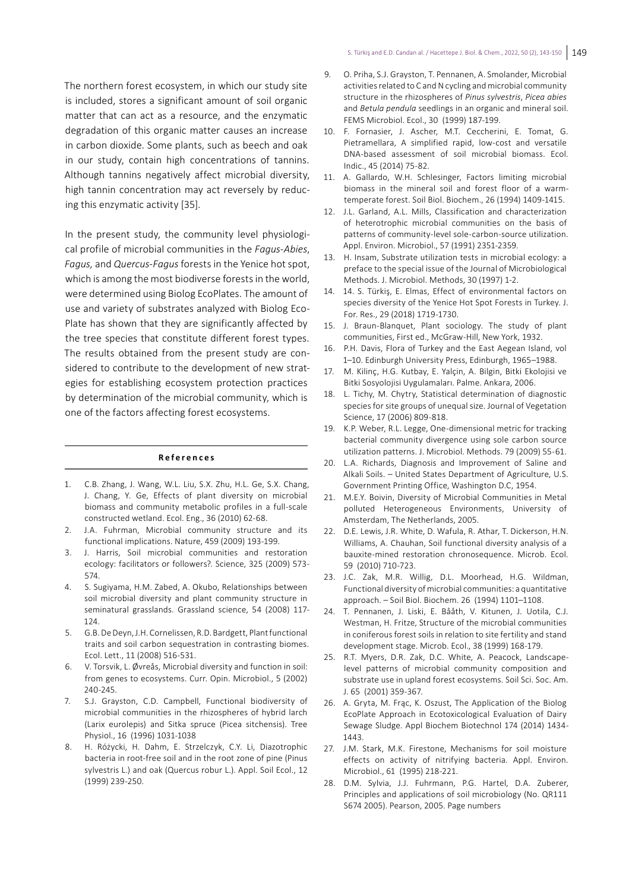The northern forest ecosystem, in which our study site is included, stores a significant amount of soil organic matter that can act as a resource, and the enzymatic degradation of this organic matter causes an increase in carbon dioxide. Some plants, such as beech and oak in our study, contain high concentrations of tannins. Although tannins negatively affect microbial diversity, high tannin concentration may act reversely by reducing this enzymatic activity [35].

In the present study, the community level physiological profile of microbial communities in the *Fagus-Abies*, *Fagus,* and *Quercus-Fagus* forests in the Yenice hot spot, which is among the most biodiverse forests in the world, were determined using Biolog EcoPlates. The amount of use and variety of substrates analyzed with Biolog EcoPlate has shown that they are significantly affected by the tree species that constitute different forest types. The results obtained from the present study are considered to contribute to the development of new strategies for establishing ecosystem protection practices by determination of the microbial community, which is one of the factors affecting forest ecosystems.

## References

1. C.B. Zhang, J. Wang, W.L. Liu, S.X. Zhu, H.L. Ge, S.X. Chang, J. Chang, Y. Ge, Effects of plant diversity on microbial biomass and community metabolic profiles in a full-scale constructed wetland. Ecol. Eng., 36 (2010) 62-68.
2. J.A. Fuhrman, Microbial community structure and its functional implications. Nature, 459 (2009) 193-199.
3. J. Harris, Soil microbial communities and restoration ecology: facilitators or followers?. Science, 325 (2009) 573-574.
4. S. Sugiyama, H.M. Zabed, A. Okubo, Relationships between soil microbial diversity and plant community structure in seminatural grasslands. Grassland science, 54 (2008) 117-124.
5. G.B. De Deyn, J.H. Cornelissen, R.D. Bardgett, Plant functional traits and soil carbon sequestration in contrasting biomes. Ecol. Lett., 11 (2008) 516-531.
6. V. Torsvik, L. Øvreås, Microbial diversity and function in soil: from genes to ecosystems. Curr. Opin. Microbiol., 5 (2002) 240-245.
7. S.J. Grayston, C.D. Campbell, Functional biodiversity of microbial communities in the rhizospheres of hybrid larch (Larix eurolepis) and Sitka spruce (Picea sitchensis). Tree Physiol., 16 (1996) 1031-1038
8. H. Różycki, H. Dahm, E. Strzelczyk, C.Y. Li, Diazotrophic bacteria in root-free soil and in the root zone of pine (Pinus sylvestris L.) and oak (Quercus robur L.). Appl. Soil Ecol., 12 (1999) 239-250.
9. O. Priha, S.J. Grayston, T. Pennanen, A. Smolander, Microbial activities related to C and N cycling and microbial community structure in the rhizospheres of *Pinus sylvestris*, *Picea abies* and *Betula pendula* seedlings in an organic and mineral soil. FEMS Microbiol. Ecol., 30 (1999) 187-199.
10. F. Fornasier, J. Ascher, M.T. Ceccherini, E. Tomat, G. Pietramellara, A simplified rapid, low-cost and versatile DNA-based assessment of soil microbial biomass. Ecol. Indic., 45 (2014) 75-82.
11. A. Gallardo, W.H. Schlesinger, Factors limiting microbial biomass in the mineral soil and forest floor of a warm-temperate forest. Soil Biol. Biochem., 26 (1994) 1409-1415.
12. J.L. Garland, A.L. Mills, Classification and characterization of heterotrophic microbial communities on the basis of patterns of community-level sole-carbon-source utilization. Appl. Environ. Microbiol., 57 (1991) 2351-2359.
13. H. Insam, Substrate utilization tests in microbial ecology: a preface to the special issue of the Journal of Microbiological Methods. J. Microbiol. Methods, 30 (1997) 1-2.
14. 14. S. Türkiş, E. Elmas, Effect of environmental factors on species diversity of the Yenice Hot Spot Forests in Turkey. J. For. Res., 29 (2018) 1719-1730.
15. J. Braun-Blanquet, Plant sociology. The study of plant communities, First ed., McGraw-Hill, New York, 1932.
16. P.H. Davis, Flora of Turkey and the East Aegean Island, vol 1–10. Edinburgh University Press, Edinburgh, 1965–1988.
17. M. Kilinç, H.G. Kutbay, E. Yalçin, A. Bilgin, Bitki Ekolojisi ve Bitki Sosyolojisi Uygulamaları. Palme. Ankara, 2006.
18. L. Tichy, M. Chytry, Statistical determination of diagnostic species for site groups of unequal size. Journal of Vegetation Science, 17 (2006) 809-818.
19. K.P. Weber, R.L. Legge, One-dimensional metric for tracking bacterial community divergence using sole carbon source utilization patterns. J. Microbiol. Methods. 79 (2009) 55-61.
20. L.A. Richards, Diagnosis and Improvement of Saline and Alkali Soils. – United States Department of Agriculture, U.S. Government Printing Office, Washington D.C, 1954.
21. M.E.Y. Boivin, Diversity of Microbial Communities in Metal polluted Heterogeneous Environments, University of Amsterdam, The Netherlands, 2005.
22. D.E. Lewis, J.R. White, D. Wafula, R. Athar, T. Dickerson, H.N. Williams, A. Chauhan, Soil functional diversity analysis of a bauxite-mined restoration chronosequence. Microb. Ecol. 59 (2010) 710-723.
23. J.C. Zak, M.R. Willig, D.L. Moorhead, H.G. Wildman, Functional diversity of microbial communities: a quantitative approach. – Soil Biol. Biochem. 26 (1994) 1101–1108.
24. T. Pennanen, J. Liski, E. Bååth, V. Kitunen, J. Uotila, C.J. Westman, H. Fritze, Structure of the microbial communities in coniferous forest soils in relation to site fertility and stand development stage. Microb. Ecol., 38 (1999) 168-179.
25. R.T. Myers, D.R. Zak, D.C. White, A. Peacock, Landscape-level patterns of microbial community composition and substrate use in upland forest ecosystems. Soil Sci. Soc. Am. J. 65 (2001) 359-367.
26. A. Gryta, M. Frąc, K. Oszust, The Application of the Biolog EcoPlate Approach in Ecotoxicological Evaluation of Dairy Sewage Sludge. Appl Biochem Biotechnol 174 (2014) 1434-1443.
27. J.M. Stark, M.K. Firestone, Mechanisms for soil moisture effects on activity of nitrifying bacteria. Appl. Environ. Microbiol., 61 (1995) 218-221.
28. D.M. Sylvia, J.J. Fuhrmann, P.G. Hartel, D.A. Zuberer, Principles and applications of soil microbiology (No. QR111 S674 2005). Pearson, 2005. Page numbers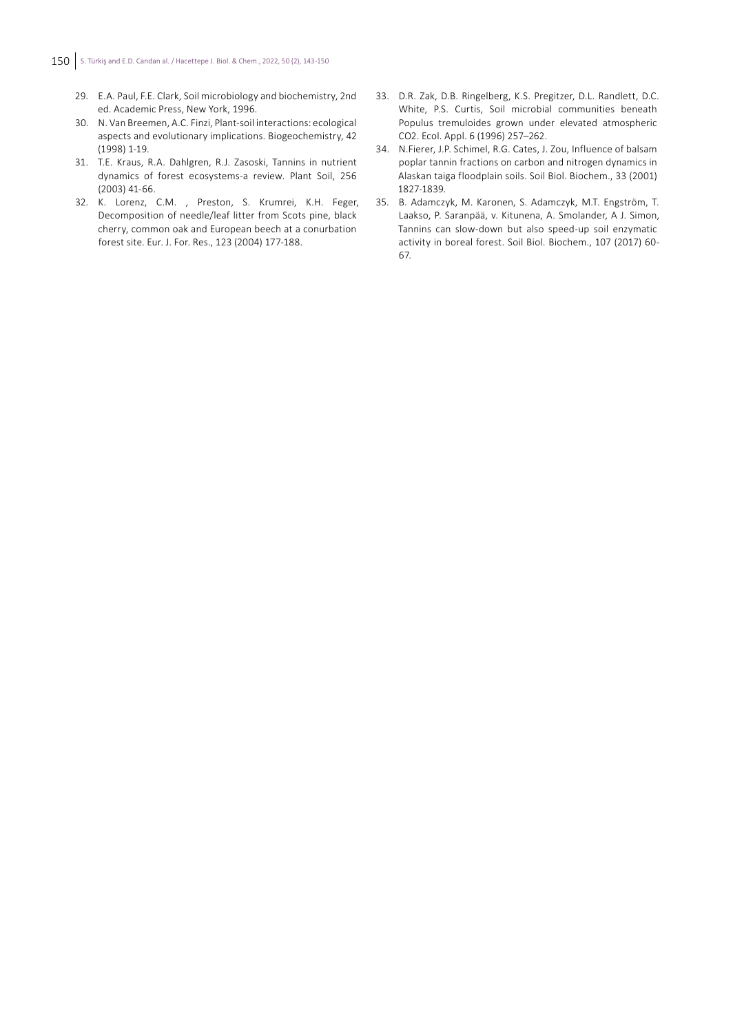29. E.A. Paul, F.E. Clark, Soil microbiology and biochemistry, 2nd ed. Academic Press, New York, 1996.
30. N. Van Breemen, A.C. Finzi, Plant-soil interactions: ecological aspects and evolutionary implications. Biogeochemistry, 42 (1998) 1-19.
31. T.E. Kraus, R.A. Dahlgren, R.J. Zasoski, Tannins in nutrient dynamics of forest ecosystems-a review. Plant Soil, 256 (2003) 41-66.
32. K. Lorenz, C.M. , Preston, S. Krumrei, K.H. Feger, Decomposition of needle/leaf litter from Scots pine, black cherry, common oak and European beech at a conurbation forest site. Eur. J. For. Res., 123 (2004) 177-188.
33. D.R. Zak, D.B. Ringelberg, K.S. Pregitzer, D.L. Randlett, D.C. White, P.S. Curtis, Soil microbial communities beneath Populus tremuloides grown under elevated atmospheric CO2. Ecol. Appl. 6 (1996) 257–262.
34. N.Fierer, J.P. Schimel, R.G. Cates, J. Zou, Influence of balsam poplar tannin fractions on carbon and nitrogen dynamics in Alaskan taiga floodplain soils. Soil Biol. Biochem., 33 (2001) 1827-1839.
35. B. Adamczyk, M. Karonen, S. Adamczyk, M.T. Engström, T. Laakso, P. Saranpää, v. Kitunena, A. Smolander, A J. Simon, Tannins can slow-down but also speed-up soil enzymatic activity in boreal forest. Soil Biol. Biochem., 107 (2017) 60-67.